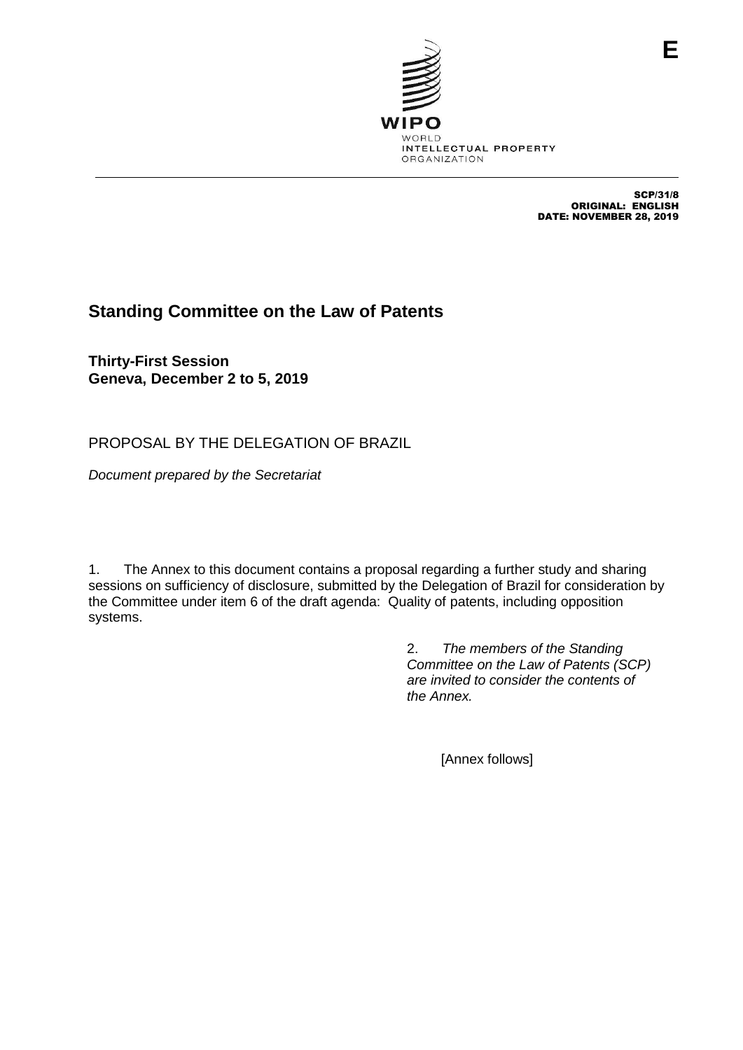E

WIPO
WORLD
INTELLECTUAL PROPERTY
ORGANIZATION

SCP/31/8
ORIGINAL: ENGLISH
DATE: NOVEMBER 28, 2019

# Standing Committee on the Law of Patents

**Thirty-First Session**
**Geneva, December 2 to 5, 2019**

## PROPOSAL BY THE DELEGATION OF BRAZIL

*Document prepared by the Secretariat*

1. The Annex to this document contains a proposal regarding a further study and sharing sessions on sufficiency of disclosure, submitted by the Delegation of Brazil for consideration by the Committee under item 6 of the draft agenda: Quality of patents, including opposition systems.

2. *The members of the Standing Committee on the Law of Patents (SCP) are invited to consider the contents of the Annex.*

[Annex follows]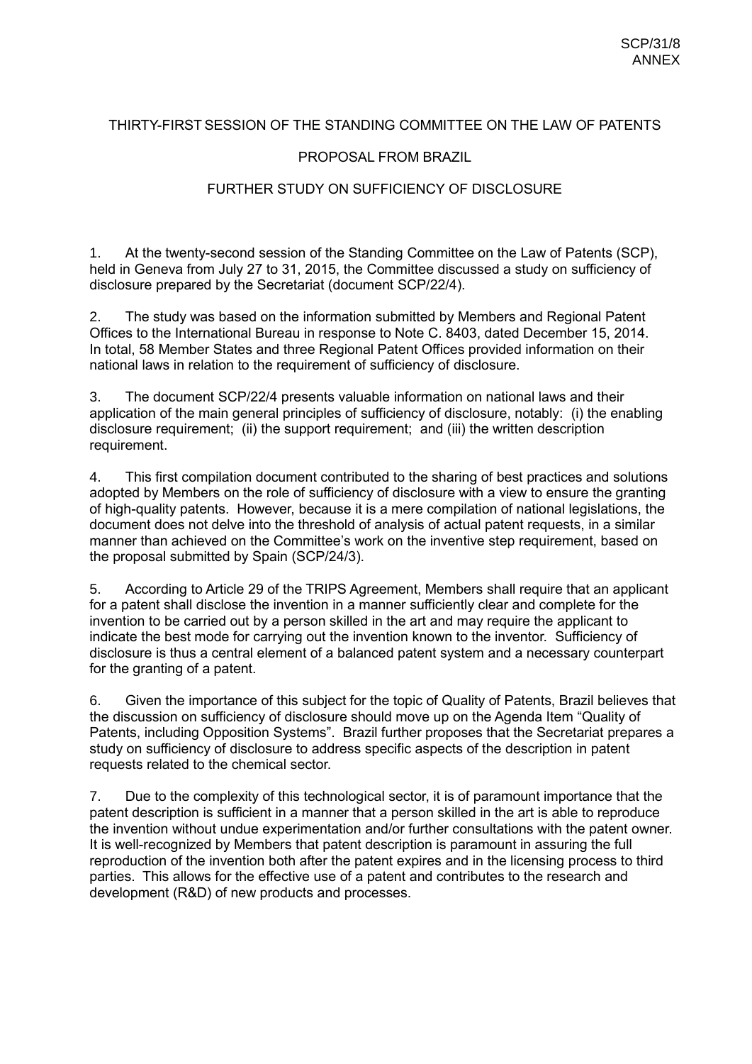THIRTY-FIRST SESSION OF THE STANDING COMMITTEE ON THE LAW OF PATENTS

PROPOSAL FROM BRAZIL

FURTHER STUDY ON SUFFICIENCY OF DISCLOSURE

1. At the twenty-second session of the Standing Committee on the Law of Patents (SCP), held in Geneva from July 27 to 31, 2015, the Committee discussed a study on sufficiency of disclosure prepared by the Secretariat (document SCP/22/4).

2. The study was based on the information submitted by Members and Regional Patent Offices to the International Bureau in response to Note C. 8403, dated December 15, 2014. In total, 58 Member States and three Regional Patent Offices provided information on their national laws in relation to the requirement of sufficiency of disclosure.

3. The document SCP/22/4 presents valuable information on national laws and their application of the main general principles of sufficiency of disclosure, notably: (i) the enabling disclosure requirement; (ii) the support requirement; and (iii) the written description requirement.

4. This first compilation document contributed to the sharing of best practices and solutions adopted by Members on the role of sufficiency of disclosure with a view to ensure the granting of high-quality patents. However, because it is a mere compilation of national legislations, the document does not delve into the threshold of analysis of actual patent requests, in a similar manner than achieved on the Committee's work on the inventive step requirement, based on the proposal submitted by Spain (SCP/24/3).

5. According to Article 29 of the TRIPS Agreement, Members shall require that an applicant for a patent shall disclose the invention in a manner sufficiently clear and complete for the invention to be carried out by a person skilled in the art and may require the applicant to indicate the best mode for carrying out the invention known to the inventor. Sufficiency of disclosure is thus a central element of a balanced patent system and a necessary counterpart for the granting of a patent.

6. Given the importance of this subject for the topic of Quality of Patents, Brazil believes that the discussion on sufficiency of disclosure should move up on the Agenda Item "Quality of Patents, including Opposition Systems". Brazil further proposes that the Secretariat prepares a study on sufficiency of disclosure to address specific aspects of the description in patent requests related to the chemical sector.

7. Due to the complexity of this technological sector, it is of paramount importance that the patent description is sufficient in a manner that a person skilled in the art is able to reproduce the invention without undue experimentation and/or further consultations with the patent owner. It is well-recognized by Members that patent description is paramount in assuring the full reproduction of the invention both after the patent expires and in the licensing process to third parties. This allows for the effective use of a patent and contributes to the research and development (R&D) of new products and processes.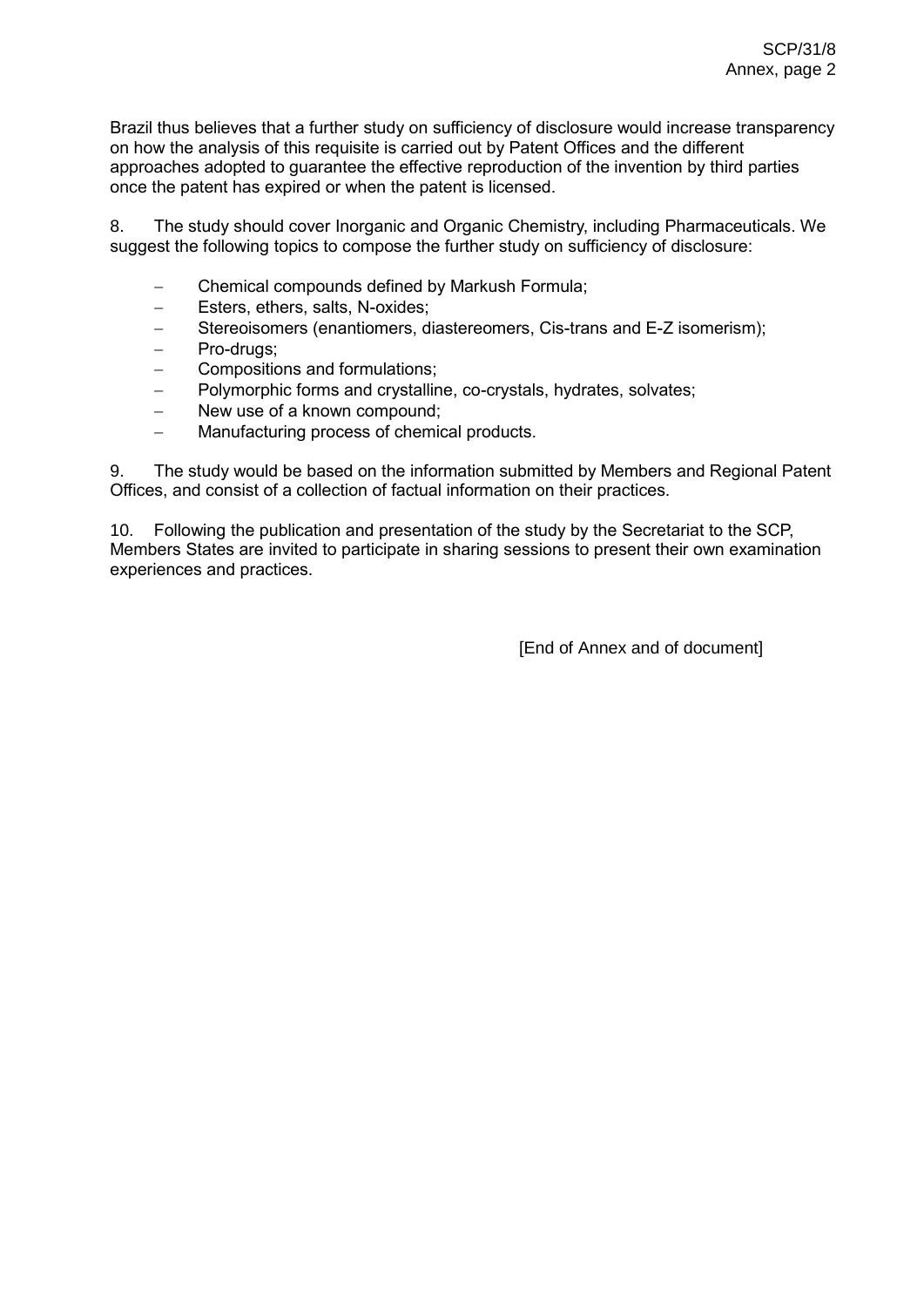Brazil thus believes that a further study on sufficiency of disclosure would increase transparency on how the analysis of this requisite is carried out by Patent Offices and the different approaches adopted to guarantee the effective reproduction of the invention by third parties once the patent has expired or when the patent is licensed.

8. The study should cover Inorganic and Organic Chemistry, including Pharmaceuticals. We suggest the following topics to compose the further study on sufficiency of disclosure:

- Chemical compounds defined by Markush Formula;
- Esters, ethers, salts, N-oxides;
- Stereoisomers (enantiomers, diastereomers, Cis-trans and E-Z isomerism);
- Pro-drugs;
- Compositions and formulations;
- Polymorphic forms and crystalline, co-crystals, hydrates, solvates;
- New use of a known compound;
- Manufacturing process of chemical products.

9. The study would be based on the information submitted by Members and Regional Patent Offices, and consist of a collection of factual information on their practices.

10. Following the publication and presentation of the study by the Secretariat to the SCP, Members States are invited to participate in sharing sessions to present their own examination experiences and practices.

[End of Annex and of document]